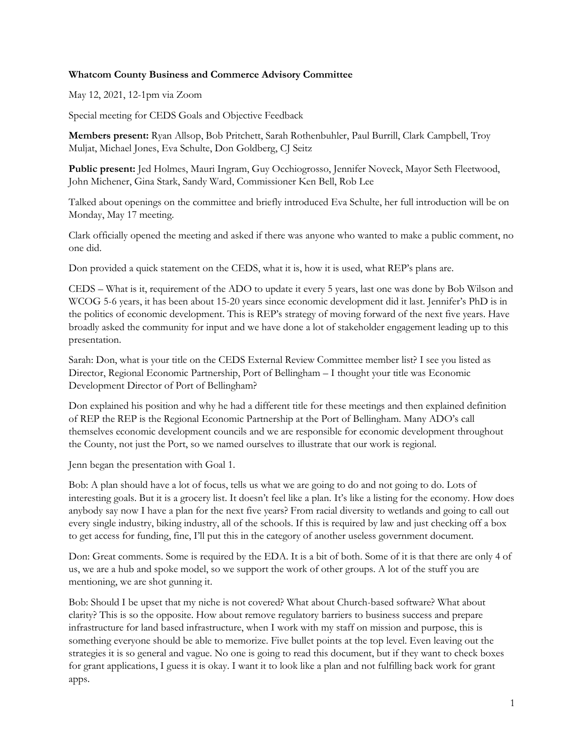**Whatcom County Business and Commerce Advisory Committee**

May 12, 2021, 12-1pm via Zoom

Special meeting for CEDS Goals and Objective Feedback

**Members present:** Ryan Allsop, Bob Pritchett, Sarah Rothenbuhler, Paul Burrill, Clark Campbell, Troy Muljat, Michael Jones, Eva Schulte, Don Goldberg, CJ Seitz

**Public present:** Jed Holmes, Mauri Ingram, Guy Occhiogrosso, Jennifer Noveck, Mayor Seth Fleetwood, John Michener, Gina Stark, Sandy Ward, Commissioner Ken Bell, Rob Lee

Talked about openings on the committee and briefly introduced Eva Schulte, her full introduction will be on Monday, May 17 meeting.

Clark officially opened the meeting and asked if there was anyone who wanted to make a public comment, no one did.

Don provided a quick statement on the CEDS, what it is, how it is used, what REP's plans are.

CEDS – What is it, requirement of the ADO to update it every 5 years, last one was done by Bob Wilson and WCOG 5-6 years, it has been about 15-20 years since economic development did it last. Jennifer's PhD is in the politics of economic development. This is REP's strategy of moving forward of the next five years. Have broadly asked the community for input and we have done a lot of stakeholder engagement leading up to this presentation.

Sarah: Don, what is your title on the CEDS External Review Committee member list? I see you listed as Director, Regional Economic Partnership, Port of Bellingham – I thought your title was Economic Development Director of Port of Bellingham?

Don explained his position and why he had a different title for these meetings and then explained definition of REP the REP is the Regional Economic Partnership at the Port of Bellingham. Many ADO's call themselves economic development councils and we are responsible for economic development throughout the County, not just the Port, so we named ourselves to illustrate that our work is regional.

Jenn began the presentation with Goal 1.

Bob: A plan should have a lot of focus, tells us what we are going to do and not going to do. Lots of interesting goals. But it is a grocery list. It doesn't feel like a plan. It's like a listing for the economy. How does anybody say now I have a plan for the next five years? From racial diversity to wetlands and going to call out every single industry, biking industry, all of the schools. If this is required by law and just checking off a box to get access for funding, fine, I'll put this in the category of another useless government document.

Don: Great comments. Some is required by the EDA. It is a bit of both. Some of it is that there are only 4 of us, we are a hub and spoke model, so we support the work of other groups. A lot of the stuff you are mentioning, we are shot gunning it.

Bob: Should I be upset that my niche is not covered? What about Church-based software? What about clarity? This is so the opposite. How about remove regulatory barriers to business success and prepare infrastructure for land based infrastructure, when I work with my staff on mission and purpose, this is something everyone should be able to memorize. Five bullet points at the top level. Even leaving out the strategies it is so general and vague. No one is going to read this document, but if they want to check boxes for grant applications, I guess it is okay. I want it to look like a plan and not fulfilling back work for grant apps.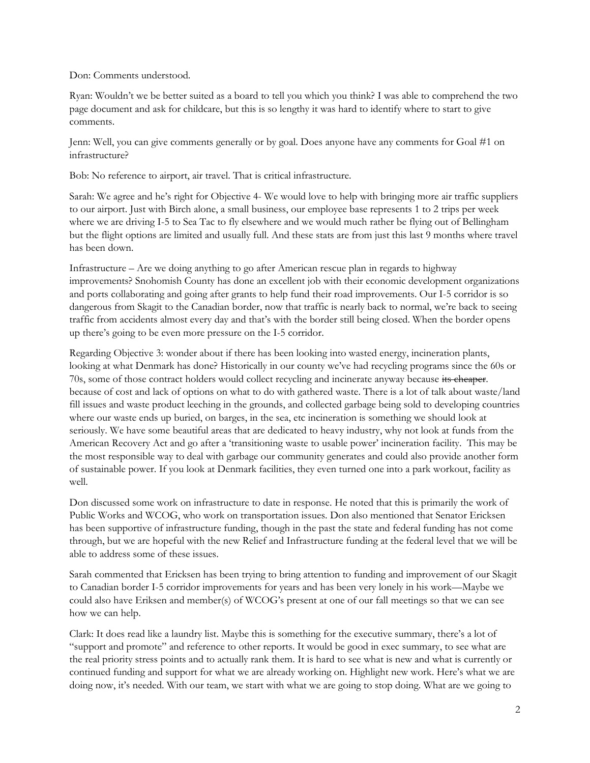Don: Comments understood.

Ryan: Wouldn't we be better suited as a board to tell you which you think? I was able to comprehend the two page document and ask for childcare, but this is so lengthy it was hard to identify where to start to give comments.

Jenn: Well, you can give comments generally or by goal. Does anyone have any comments for Goal #1 on infrastructure?

Bob: No reference to airport, air travel. That is critical infrastructure.

Sarah: We agree and he's right for Objective 4- We would love to help with bringing more air traffic suppliers to our airport. Just with Birch alone, a small business, our employee base represents 1 to 2 trips per week where we are driving I-5 to Sea Tac to fly elsewhere and we would much rather be flying out of Bellingham but the flight options are limited and usually full. And these stats are from just this last 9 months where travel has been down.

Infrastructure – Are we doing anything to go after American rescue plan in regards to highway improvements? Snohomish County has done an excellent job with their economic development organizations and ports collaborating and going after grants to help fund their road improvements. Our I-5 corridor is so dangerous from Skagit to the Canadian border, now that traffic is nearly back to normal, we're back to seeing traffic from accidents almost every day and that's with the border still being closed. When the border opens up there's going to be even more pressure on the I-5 corridor.

Regarding Objective 3: wonder about if there has been looking into wasted energy, incineration plants, looking at what Denmark has done? Historically in our county we've had recycling programs since the 60s or 70s, some of those contract holders would collect recycling and incinerate anyway because ~~its cheaper~~. because of cost and lack of options on what to do with gathered waste. There is a lot of talk about waste/land fill issues and waste product leeching in the grounds, and collected garbage being sold to developing countries where our waste ends up buried, on barges, in the sea, etc incineration is something we should look at seriously. We have some beautiful areas that are dedicated to heavy industry, why not look at funds from the American Recovery Act and go after a 'transitioning waste to usable power' incineration facility. This may be the most responsible way to deal with garbage our community generates and could also provide another form of sustainable power. If you look at Denmark facilities, they even turned one into a park workout, facility as well.

Don discussed some work on infrastructure to date in response. He noted that this is primarily the work of Public Works and WCOG, who work on transportation issues. Don also mentioned that Senator Ericksen has been supportive of infrastructure funding, though in the past the state and federal funding has not come through, but we are hopeful with the new Relief and Infrastructure funding at the federal level that we will be able to address some of these issues.

Sarah commented that Ericksen has been trying to bring attention to funding and improvement of our Skagit to Canadian border I-5 corridor improvements for years and has been very lonely in his work—Maybe we could also have Eriksen and member(s) of WCOG's present at one of our fall meetings so that we can see how we can help.

Clark: It does read like a laundry list. Maybe this is something for the executive summary, there's a lot of "support and promote" and reference to other reports. It would be good in exec summary, to see what are the real priority stress points and to actually rank them. It is hard to see what is new and what is currently or continued funding and support for what we are already working on. Highlight new work. Here's what we are doing now, it's needed. With our team, we start with what we are going to stop doing. What are we going to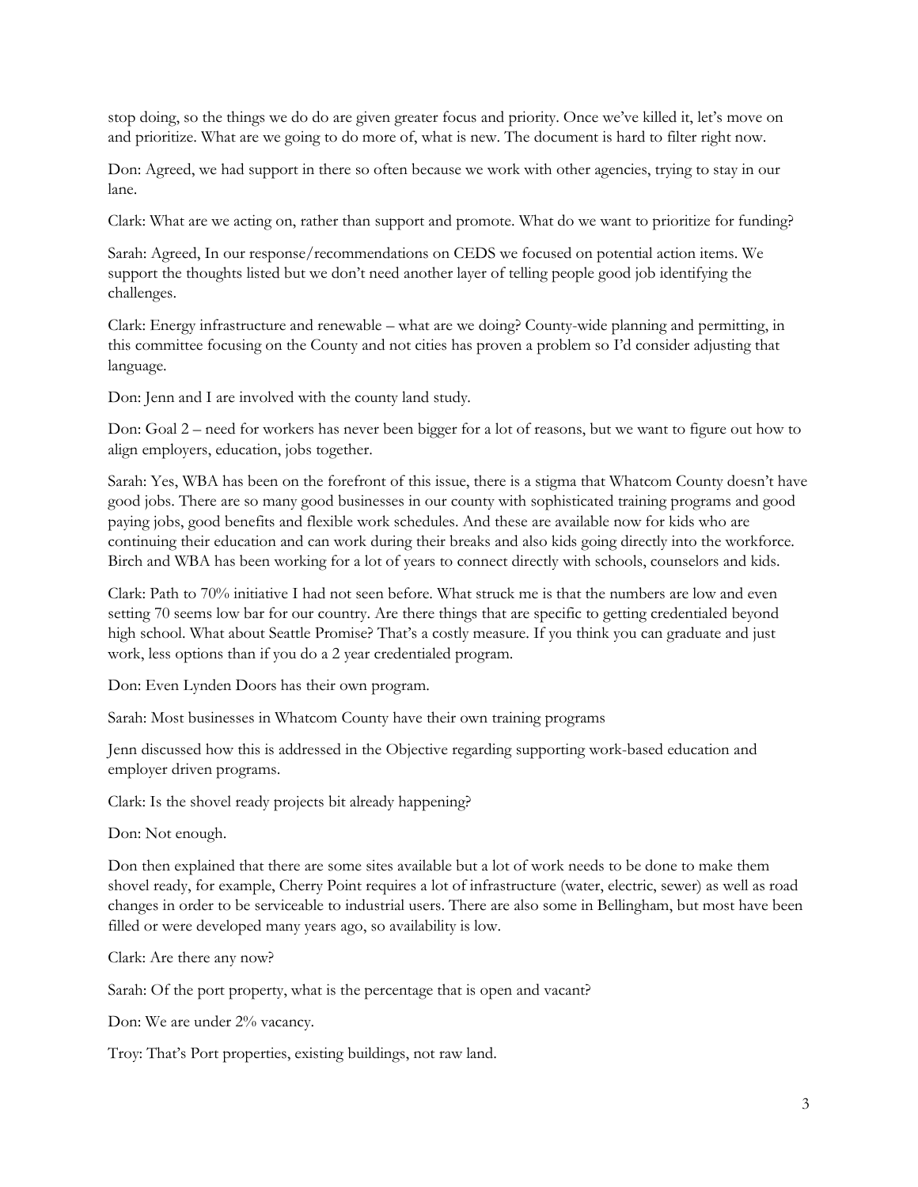stop doing, so the things we do do are given greater focus and priority. Once we've killed it, let's move on and prioritize. What are we going to do more of, what is new. The document is hard to filter right now.

Don: Agreed, we had support in there so often because we work with other agencies, trying to stay in our lane.

Clark: What are we acting on, rather than support and promote. What do we want to prioritize for funding?

Sarah: Agreed, In our response/recommendations on CEDS we focused on potential action items. We support the thoughts listed but we don't need another layer of telling people good job identifying the challenges.

Clark: Energy infrastructure and renewable – what are we doing? County-wide planning and permitting, in this committee focusing on the County and not cities has proven a problem so I'd consider adjusting that language.

Don: Jenn and I are involved with the county land study.

Don: Goal 2 – need for workers has never been bigger for a lot of reasons, but we want to figure out how to align employers, education, jobs together.

Sarah: Yes, WBA has been on the forefront of this issue, there is a stigma that Whatcom County doesn't have good jobs. There are so many good businesses in our county with sophisticated training programs and good paying jobs, good benefits and flexible work schedules. And these are available now for kids who are continuing their education and can work during their breaks and also kids going directly into the workforce. Birch and WBA has been working for a lot of years to connect directly with schools, counselors and kids.

Clark: Path to 70% initiative I had not seen before. What struck me is that the numbers are low and even setting 70 seems low bar for our country. Are there things that are specific to getting credentialed beyond high school. What about Seattle Promise? That's a costly measure. If you think you can graduate and just work, less options than if you do a 2 year credentialed program.

Don: Even Lynden Doors has their own program.

Sarah: Most businesses in Whatcom County have their own training programs

Jenn discussed how this is addressed in the Objective regarding supporting work-based education and employer driven programs.

Clark: Is the shovel ready projects bit already happening?

Don: Not enough.

Don then explained that there are some sites available but a lot of work needs to be done to make them shovel ready, for example, Cherry Point requires a lot of infrastructure (water, electric, sewer) as well as road changes in order to be serviceable to industrial users. There are also some in Bellingham, but most have been filled or were developed many years ago, so availability is low.

Clark: Are there any now?

Sarah: Of the port property, what is the percentage that is open and vacant?

Don: We are under 2% vacancy.

Troy: That's Port properties, existing buildings, not raw land.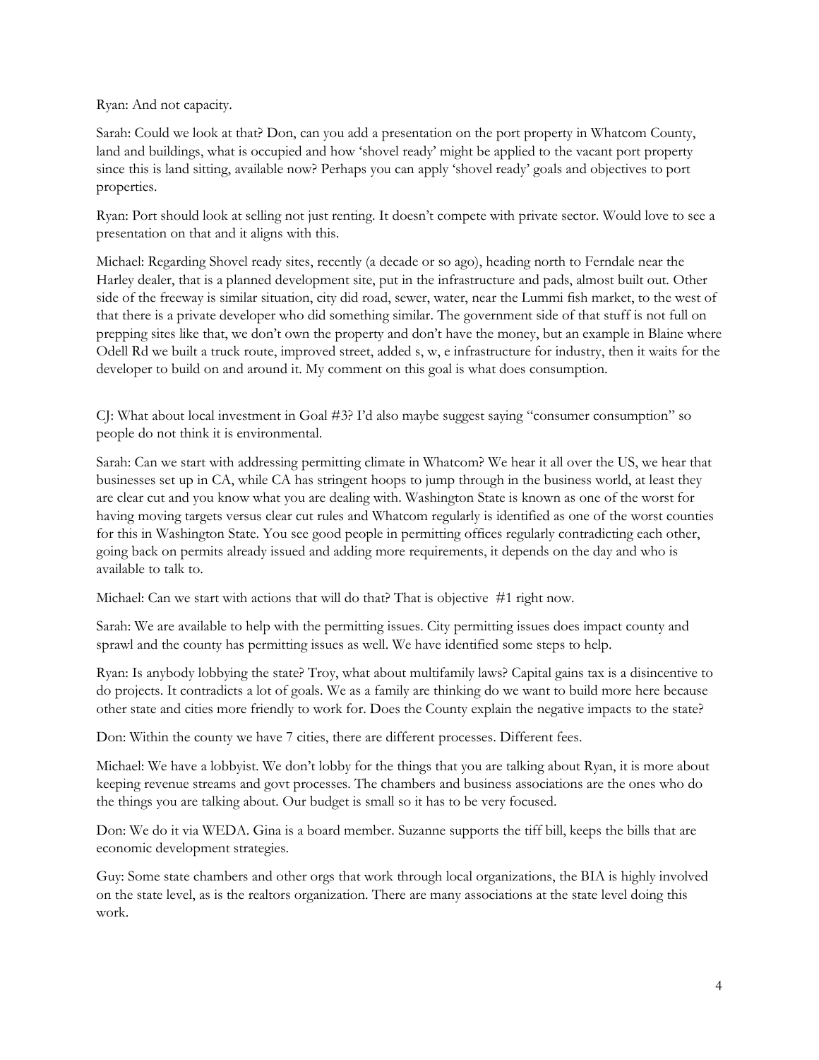Ryan: And not capacity.

Sarah: Could we look at that? Don, can you add a presentation on the port property in Whatcom County, land and buildings, what is occupied and how 'shovel ready' might be applied to the vacant port property since this is land sitting, available now? Perhaps you can apply 'shovel ready' goals and objectives to port properties.

Ryan: Port should look at selling not just renting. It doesn't compete with private sector. Would love to see a presentation on that and it aligns with this.

Michael: Regarding Shovel ready sites, recently (a decade or so ago), heading north to Ferndale near the Harley dealer, that is a planned development site, put in the infrastructure and pads, almost built out. Other side of the freeway is similar situation, city did road, sewer, water, near the Lummi fish market, to the west of that there is a private developer who did something similar. The government side of that stuff is not full on prepping sites like that, we don't own the property and don't have the money, but an example in Blaine where Odell Rd we built a truck route, improved street, added s, w, e infrastructure for industry, then it waits for the developer to build on and around it. My comment on this goal is what does consumption.

CJ: What about local investment in Goal #3? I'd also maybe suggest saying "consumer consumption" so people do not think it is environmental.

Sarah: Can we start with addressing permitting climate in Whatcom? We hear it all over the US, we hear that businesses set up in CA, while CA has stringent hoops to jump through in the business world, at least they are clear cut and you know what you are dealing with. Washington State is known as one of the worst for having moving targets versus clear cut rules and Whatcom regularly is identified as one of the worst counties for this in Washington State. You see good people in permitting offices regularly contradicting each other, going back on permits already issued and adding more requirements, it depends on the day and who is available to talk to.

Michael: Can we start with actions that will do that? That is objective #1 right now.

Sarah: We are available to help with the permitting issues. City permitting issues does impact county and sprawl and the county has permitting issues as well. We have identified some steps to help.

Ryan: Is anybody lobbying the state? Troy, what about multifamily laws? Capital gains tax is a disincentive to do projects. It contradicts a lot of goals. We as a family are thinking do we want to build more here because other state and cities more friendly to work for. Does the County explain the negative impacts to the state?

Don: Within the county we have 7 cities, there are different processes. Different fees.

Michael: We have a lobbyist. We don't lobby for the things that you are talking about Ryan, it is more about keeping revenue streams and govt processes. The chambers and business associations are the ones who do the things you are talking about. Our budget is small so it has to be very focused.

Don: We do it via WEDA. Gina is a board member. Suzanne supports the tiff bill, keeps the bills that are economic development strategies.

Guy: Some state chambers and other orgs that work through local organizations, the BIA is highly involved on the state level, as is the realtors organization. There are many associations at the state level doing this work.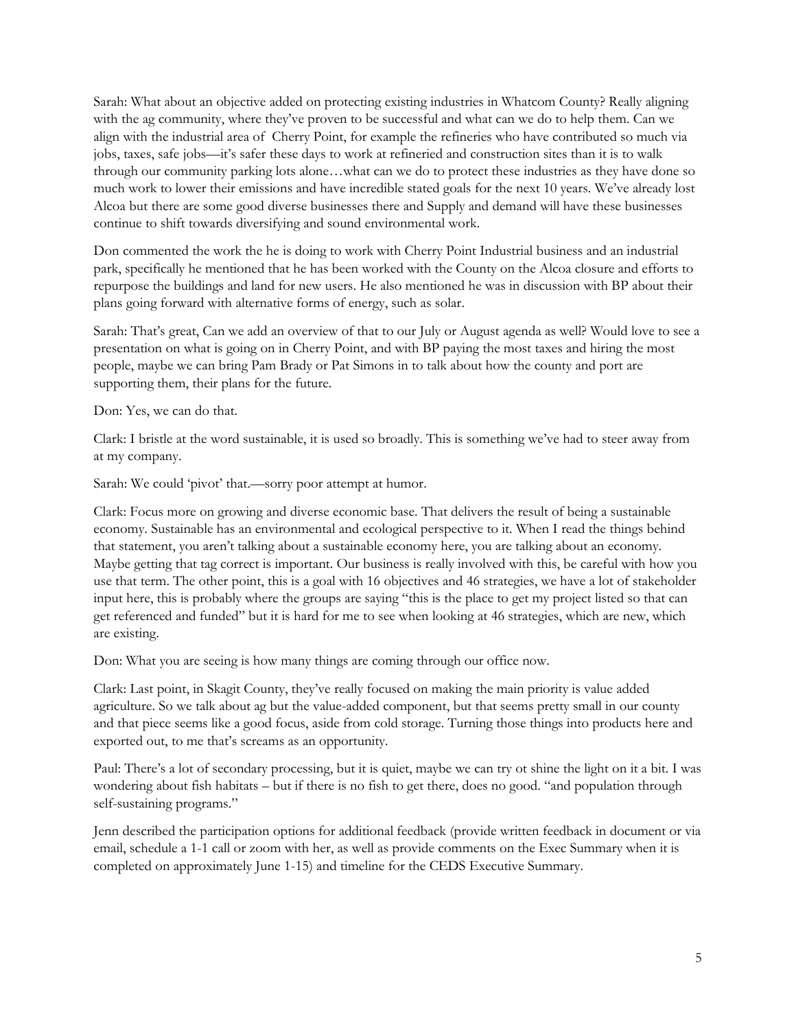Sarah: What about an objective added on protecting existing industries in Whatcom County? Really aligning with the ag community, where they've proven to be successful and what can we do to help them. Can we align with the industrial area of Cherry Point, for example the refineries who have contributed so much via jobs, taxes, safe jobs—it's safer these days to work at refineried and construction sites than it is to walk through our community parking lots alone…what can we do to protect these industries as they have done so much work to lower their emissions and have incredible stated goals for the next 10 years. We've already lost Alcoa but there are some good diverse businesses there and Supply and demand will have these businesses continue to shift towards diversifying and sound environmental work.

Don commented the work the he is doing to work with Cherry Point Industrial business and an industrial park, specifically he mentioned that he has been worked with the County on the Alcoa closure and efforts to repurpose the buildings and land for new users. He also mentioned he was in discussion with BP about their plans going forward with alternative forms of energy, such as solar.

Sarah: That's great, Can we add an overview of that to our July or August agenda as well? Would love to see a presentation on what is going on in Cherry Point, and with BP paying the most taxes and hiring the most people, maybe we can bring Pam Brady or Pat Simons in to talk about how the county and port are supporting them, their plans for the future.

Don: Yes, we can do that.

Clark: I bristle at the word sustainable, it is used so broadly. This is something we've had to steer away from at my company.

Sarah: We could 'pivot' that.—sorry poor attempt at humor.

Clark: Focus more on growing and diverse economic base. That delivers the result of being a sustainable economy. Sustainable has an environmental and ecological perspective to it. When I read the things behind that statement, you aren't talking about a sustainable economy here, you are talking about an economy. Maybe getting that tag correct is important. Our business is really involved with this, be careful with how you use that term. The other point, this is a goal with 16 objectives and 46 strategies, we have a lot of stakeholder input here, this is probably where the groups are saying "this is the place to get my project listed so that can get referenced and funded" but it is hard for me to see when looking at 46 strategies, which are new, which are existing.

Don: What you are seeing is how many things are coming through our office now.

Clark: Last point, in Skagit County, they've really focused on making the main priority is value added agriculture. So we talk about ag but the value-added component, but that seems pretty small in our county and that piece seems like a good focus, aside from cold storage. Turning those things into products here and exported out, to me that's screams as an opportunity.

Paul: There's a lot of secondary processing, but it is quiet, maybe we can try ot shine the light on it a bit. I was wondering about fish habitats – but if there is no fish to get there, does no good. "and population through self-sustaining programs."

Jenn described the participation options for additional feedback (provide written feedback in document or via email, schedule a 1-1 call or zoom with her, as well as provide comments on the Exec Summary when it is completed on approximately June 1-15) and timeline for the CEDS Executive Summary.